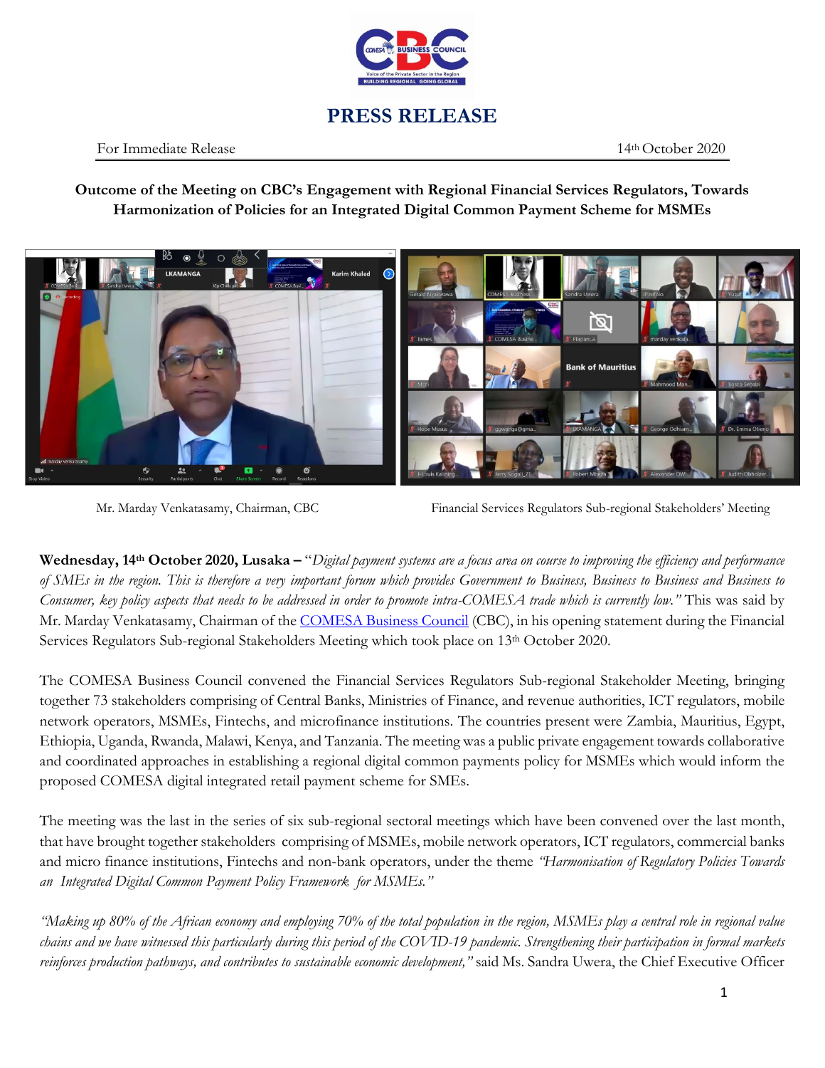# PRESS RELEASE

For Immediate Release 14th October 2020

**Outcome of the Meeting on CBC's Engagement with Regional Financial Services Regulators, Towards Harmonization of Policies for an Integrated Digital Common Payment Scheme for MSMEs**

Mr. Marday Venkatasamy, Chairman, CBC

Financial Services Regulators Sub-regional Stakeholders' Meeting

**Wednesday, 14th October 2020, Lusaka –** "*Digital payment systems are a focus area on course to improving the efficiency and performance of SMEs in the region. This is therefore a very important forum which provides Government to Business, Business to Business and Business to Consumer, key policy aspects that needs to be addressed in order to promote intra-COMESA trade which is currently low.*" This was said by Mr. Marday Venkatasamy, Chairman of the COMESA Business Council (CBC), in his opening statement during the Financial Services Regulators Sub-regional Stakeholders Meeting which took place on 13th October 2020.

The COMESA Business Council convened the Financial Services Regulators Sub-regional Stakeholder Meeting, bringing together 73 stakeholders comprising of Central Banks, Ministries of Finance, and revenue authorities, ICT regulators, mobile network operators, MSMEs, Fintechs, and microfinance institutions. The countries present were Zambia, Mauritius, Egypt, Ethiopia, Uganda, Rwanda, Malawi, Kenya, and Tanzania. The meeting was a public private engagement towards collaborative and coordinated approaches in establishing a regional digital common payments policy for MSMEs which would inform the proposed COMESA digital integrated retail payment scheme for SMEs.

The meeting was the last in the series of six sub-regional sectoral meetings which have been convened over the last month, that have brought together stakeholders comprising of MSMEs, mobile network operators, ICT regulators, commercial banks and micro finance institutions, Fintechs and non-bank operators, under the theme *"Harmonisation of Regulatory Policies Towards an Integrated Digital Common Payment Policy Framework for MSMEs."*

*"Making up 80% of the African economy and employing 70% of the total population in the region, MSMEs play a central role in regional value chains and we have witnessed this particularly during this period of the COVID-19 pandemic. Strengthening their participation in formal markets reinforces production pathways, and contributes to sustainable economic development,"* said Ms. Sandra Uwera, the Chief Executive Officer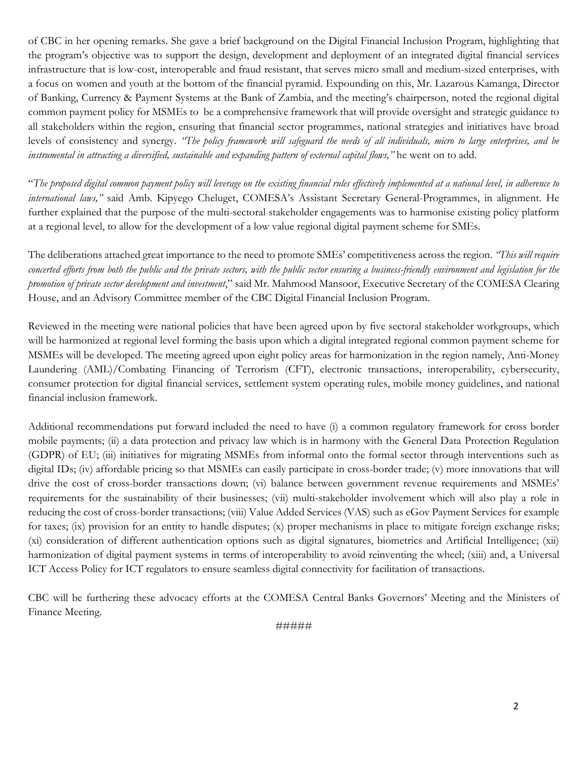of CBC in her opening remarks. She gave a brief background on the Digital Financial Inclusion Program, highlighting that the program's objective was to support the design, development and deployment of an integrated digital financial services infrastructure that is low-cost, interoperable and fraud resistant, that serves micro small and medium-sized enterprises, with a focus on women and youth at the bottom of the financial pyramid. Expounding on this, Mr. Lazarous Kamanga, Director of Banking, Currency & Payment Systems at the Bank of Zambia, and the meeting's chairperson, noted the regional digital common payment policy for MSMEs to be a comprehensive framework that will provide oversight and strategic guidance to all stakeholders within the region, ensuring that financial sector programmes, national strategies and initiatives have broad levels of consistency and synergy. *"The policy framework will safeguard the needs of all individuals, micro to large enterprises, and be instrumental in attracting a diversified, sustainable and expanding pattern of external capital flows,"* he went on to add.

"*The proposed digital common payment policy will leverage on the existing financial rules effectively implemented at a national level, in adherence to international laws,"* said Amb. Kipyego Cheluget, COMESA's Assistant Secretary General-Programmes, in alignment. He further explained that the purpose of the multi-sectoral stakeholder engagements was to harmonise existing policy platform at a regional level, to allow for the development of a low value regional digital payment scheme for SMEs.

The deliberations attached great importance to the need to promote SMEs' competitiveness across the region. *"This will require concerted efforts from both the public and the private sectors, with the public sector ensuring a business-friendly environment and legislation for the promotion of private sector development and investment*," said Mr. Mahmood Mansoor, Executive Secretary of the COMESA Clearing House, and an Advisory Committee member of the CBC Digital Financial Inclusion Program.

Reviewed in the meeting were national policies that have been agreed upon by five sectoral stakeholder workgroups, which will be harmonized at regional level forming the basis upon which a digital integrated regional common payment scheme for MSMEs will be developed. The meeting agreed upon eight policy areas for harmonization in the region namely, Anti-Money Laundering (AML)/Combating Financing of Terrorism (CFT), electronic transactions, interoperability, cybersecurity, consumer protection for digital financial services, settlement system operating rules, mobile money guidelines, and national financial inclusion framework.

Additional recommendations put forward included the need to have (i) a common regulatory framework for cross border mobile payments; (ii) a data protection and privacy law which is in harmony with the General Data Protection Regulation (GDPR) of EU; (iii) initiatives for migrating MSMEs from informal onto the formal sector through interventions such as digital IDs; (iv) affordable pricing so that MSMEs can easily participate in cross-border trade; (v) more innovations that will drive the cost of cross-border transactions down; (vi) balance between government revenue requirements and MSMEs' requirements for the sustainability of their businesses; (vii) multi-stakeholder involvement which will also play a role in reducing the cost of cross-border transactions; (viii) Value Added Services (VAS) such as eGov Payment Services for example for taxes; (ix) provision for an entity to handle disputes; (x) proper mechanisms in place to mitigate foreign exchange risks; (xi) consideration of different authentication options such as digital signatures, biometrics and Artificial Intelligence; (xii) harmonization of digital payment systems in terms of interoperability to avoid reinventing the wheel; (xiii) and, a Universal ICT Access Policy for ICT regulators to ensure seamless digital connectivity for facilitation of transactions.

CBC will be furthering these advocacy efforts at the COMESA Central Banks Governors' Meeting and the Ministers of Finance Meeting.

#####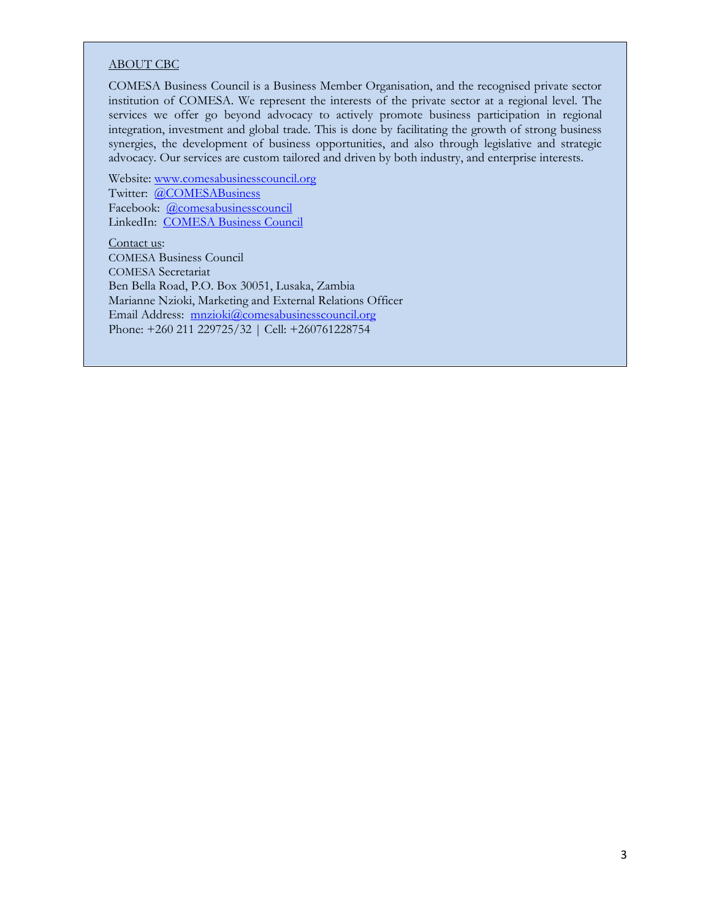ABOUT CBC

COMESA Business Council is a Business Member Organisation, and the recognised private sector institution of COMESA. We represent the interests of the private sector at a regional level. The services we offer go beyond advocacy to actively promote business participation in regional integration, investment and global trade. This is done by facilitating the growth of strong business synergies, the development of business opportunities, and also through legislative and strategic advocacy. Our services are custom tailored and driven by both industry, and enterprise interests.

Website: www.comesabusinesscouncil.org
Twitter: @COMESABusiness
Facebook: @comesabusinesscouncil
LinkedIn: COMESA Business Council

Contact us:
COMESA Business Council
COMESA Secretariat
Ben Bella Road, P.O. Box 30051, Lusaka, Zambia
Marianne Nzioki, Marketing and External Relations Officer
Email Address: mnzioki@comesabusinesscouncil.org
Phone: +260 211 229725/32 | Cell: +260761228754